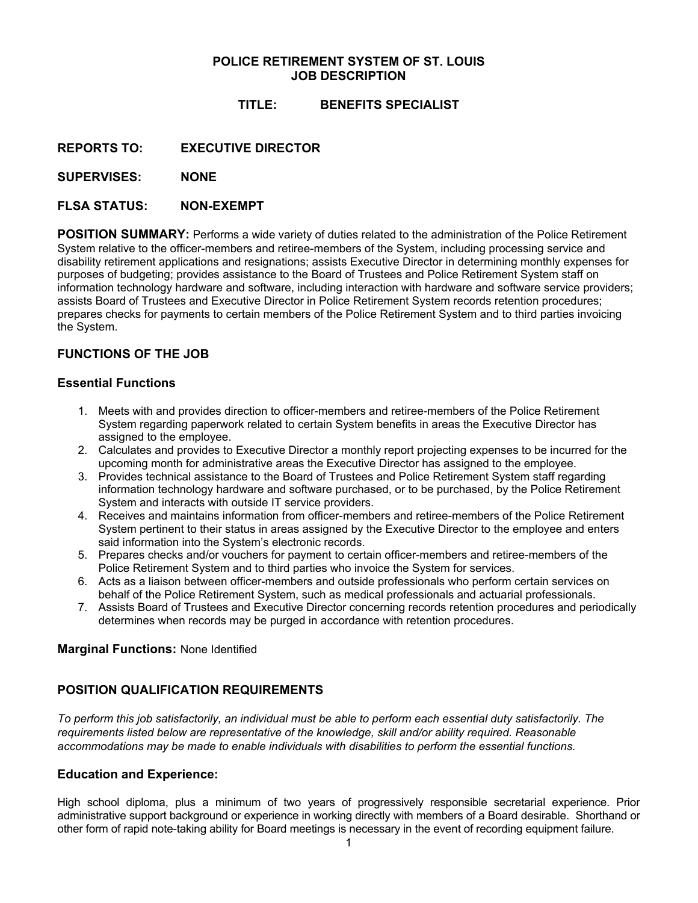# POLICE RETIREMENT SYSTEM OF ST. LOUIS
# JOB DESCRIPTION

## TITLE: BENEFITS SPECIALIST

**REPORTS TO:** EXECUTIVE DIRECTOR

**SUPERVISES:** NONE

**FLSA STATUS:** NON-EXEMPT

**POSITION SUMMARY:** Performs a wide variety of duties related to the administration of the Police Retirement System relative to the officer-members and retiree-members of the System, including processing service and disability retirement applications and resignations; assists Executive Director in determining monthly expenses for purposes of budgeting; provides assistance to the Board of Trustees and Police Retirement System staff on information technology hardware and software, including interaction with hardware and software service providers; assists Board of Trustees and Executive Director in Police Retirement System records retention procedures; prepares checks for payments to certain members of the Police Retirement System and to third parties invoicing the System.

## FUNCTIONS OF THE JOB

### Essential Functions

1. Meets with and provides direction to officer-members and retiree-members of the Police Retirement System regarding paperwork related to certain System benefits in areas the Executive Director has assigned to the employee.
2. Calculates and provides to Executive Director a monthly report projecting expenses to be incurred for the upcoming month for administrative areas the Executive Director has assigned to the employee.
3. Provides technical assistance to the Board of Trustees and Police Retirement System staff regarding information technology hardware and software purchased, or to be purchased, by the Police Retirement System and interacts with outside IT service providers.
4. Receives and maintains information from officer-members and retiree-members of the Police Retirement System pertinent to their status in areas assigned by the Executive Director to the employee and enters said information into the System's electronic records.
5. Prepares checks and/or vouchers for payment to certain officer-members and retiree-members of the Police Retirement System and to third parties who invoice the System for services.
6. Acts as a liaison between officer-members and outside professionals who perform certain services on behalf of the Police Retirement System, such as medical professionals and actuarial professionals.
7. Assists Board of Trustees and Executive Director concerning records retention procedures and periodically determines when records may be purged in accordance with retention procedures.

**Marginal Functions:** None Identified

## POSITION QUALIFICATION REQUIREMENTS

*To perform this job satisfactorily, an individual must be able to perform each essential duty satisfactorily. The requirements listed below are representative of the knowledge, skill and/or ability required. Reasonable accommodations may be made to enable individuals with disabilities to perform the essential functions.*

### Education and Experience:

High school diploma, plus a minimum of two years of progressively responsible secretarial experience. Prior administrative support background or experience in working directly with members of a Board desirable. Shorthand or other form of rapid note-taking ability for Board meetings is necessary in the event of recording equipment failure.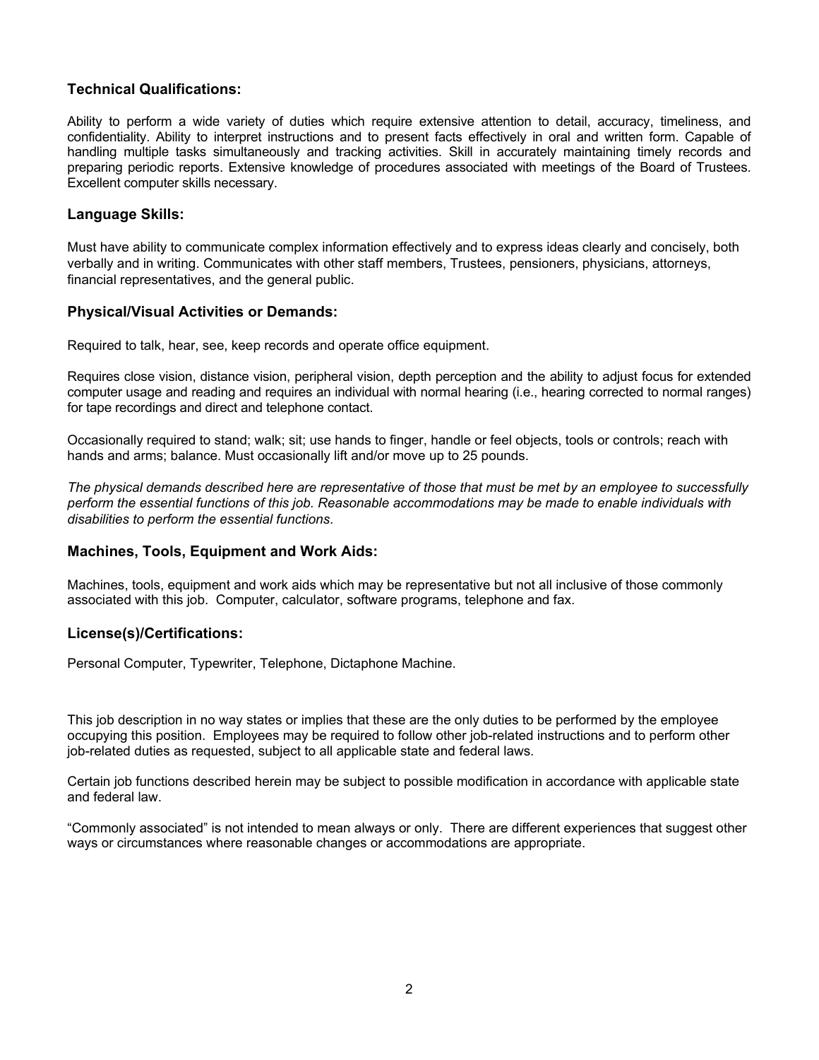### Technical Qualifications:

Ability to perform a wide variety of duties which require extensive attention to detail, accuracy, timeliness, and confidentiality. Ability to interpret instructions and to present facts effectively in oral and written form. Capable of handling multiple tasks simultaneously and tracking activities. Skill in accurately maintaining timely records and preparing periodic reports. Extensive knowledge of procedures associated with meetings of the Board of Trustees. Excellent computer skills necessary.

### Language Skills:

Must have ability to communicate complex information effectively and to express ideas clearly and concisely, both verbally and in writing. Communicates with other staff members, Trustees, pensioners, physicians, attorneys, financial representatives, and the general public.

### Physical/Visual Activities or Demands:

Required to talk, hear, see, keep records and operate office equipment.

Requires close vision, distance vision, peripheral vision, depth perception and the ability to adjust focus for extended computer usage and reading and requires an individual with normal hearing (i.e., hearing corrected to normal ranges) for tape recordings and direct and telephone contact.

Occasionally required to stand; walk; sit; use hands to finger, handle or feel objects, tools or controls; reach with hands and arms; balance. Must occasionally lift and/or move up to 25 pounds.

*The physical demands described here are representative of those that must be met by an employee to successfully perform the essential functions of this job. Reasonable accommodations may be made to enable individuals with disabilities to perform the essential functions*.

### Machines, Tools, Equipment and Work Aids:

Machines, tools, equipment and work aids which may be representative but not all inclusive of those commonly associated with this job. Computer, calculator, software programs, telephone and fax.

### License(s)/Certifications:

Personal Computer, Typewriter, Telephone, Dictaphone Machine.

This job description in no way states or implies that these are the only duties to be performed by the employee occupying this position. Employees may be required to follow other job-related instructions and to perform other job-related duties as requested, subject to all applicable state and federal laws.

Certain job functions described herein may be subject to possible modification in accordance with applicable state and federal law.

"Commonly associated" is not intended to mean always or only. There are different experiences that suggest other ways or circumstances where reasonable changes or accommodations are appropriate.